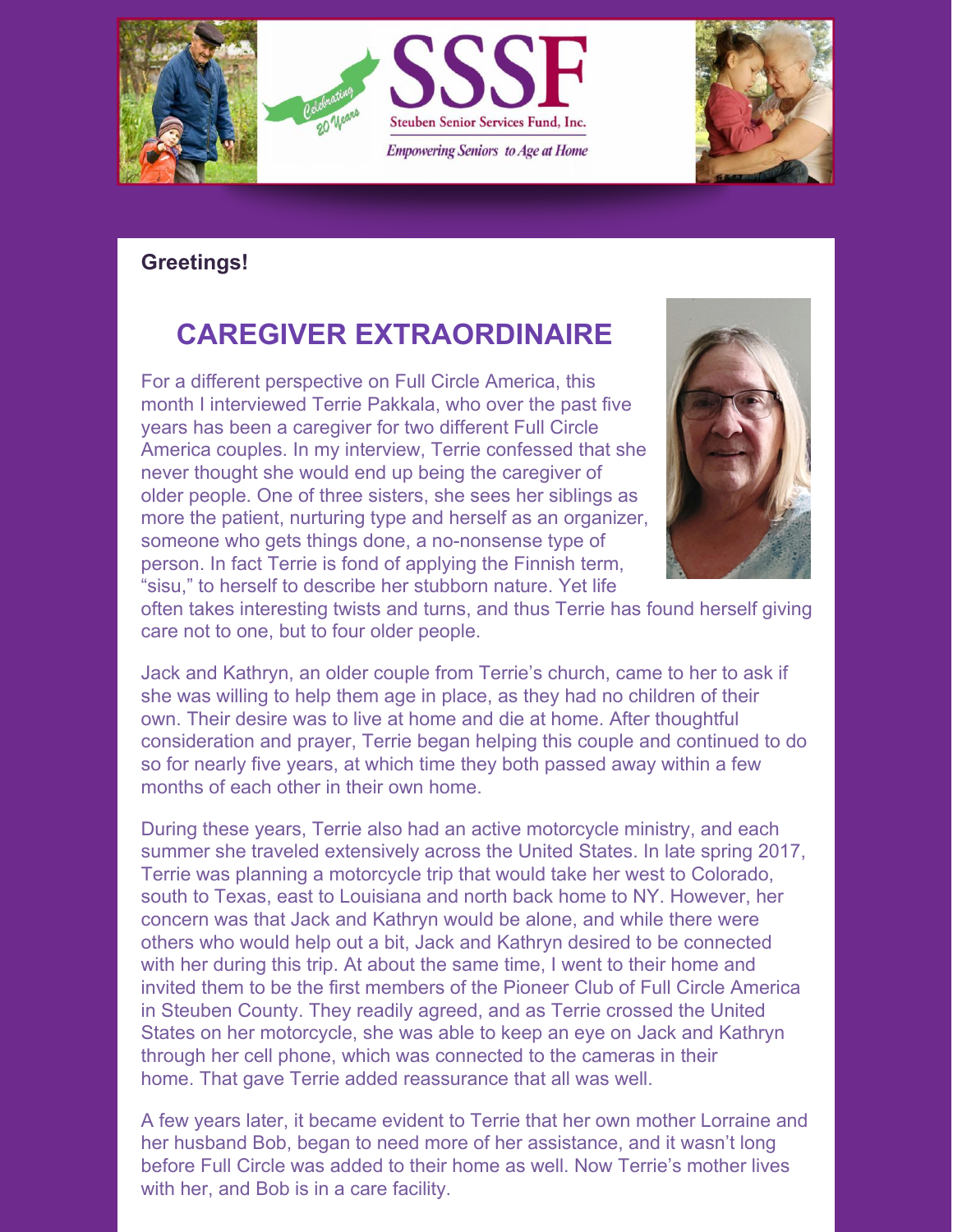SSSF

Steuben Senior Services Fund, Inc.

*Empowering Seniors to Age at Home*

*Celebrating 20 Years*

**Greetings!**

## CAREGIVER EXTRAORDINAIRE

For a different perspective on Full Circle America, this month I interviewed Terrie Pakkala, who over the past five years has been a caregiver for two different Full Circle America couples. In my interview, Terrie confessed that she never thought she would end up being the caregiver of older people. One of three sisters, she sees her siblings as more the patient, nurturing type and herself as an organizer, someone who gets things done, a no-nonsense type of person. In fact Terrie is fond of applying the Finnish term, "sisu," to herself to describe her stubborn nature. Yet life often takes interesting twists and turns, and thus Terrie has found herself giving care not to one, but to four older people.

Jack and Kathryn, an older couple from Terrie's church, came to her to ask if she was willing to help them age in place, as they had no children of their own. Their desire was to live at home and die at home. After thoughtful consideration and prayer, Terrie began helping this couple and continued to do so for nearly five years, at which time they both passed away within a few months of each other in their own home.

During these years, Terrie also had an active motorcycle ministry, and each summer she traveled extensively across the United States. In late spring 2017, Terrie was planning a motorcycle trip that would take her west to Colorado, south to Texas, east to Louisiana and north back home to NY. However, her concern was that Jack and Kathryn would be alone, and while there were others who would help out a bit, Jack and Kathryn desired to be connected with her during this trip. At about the same time, I went to their home and invited them to be the first members of the Pioneer Club of Full Circle America in Steuben County. They readily agreed, and as Terrie crossed the United States on her motorcycle, she was able to keep an eye on Jack and Kathryn through her cell phone, which was connected to the cameras in their home. That gave Terrie added reassurance that all was well.

A few years later, it became evident to Terrie that her own mother Lorraine and her husband Bob, began to need more of her assistance, and it wasn't long before Full Circle was added to their home as well. Now Terrie's mother lives with her, and Bob is in a care facility.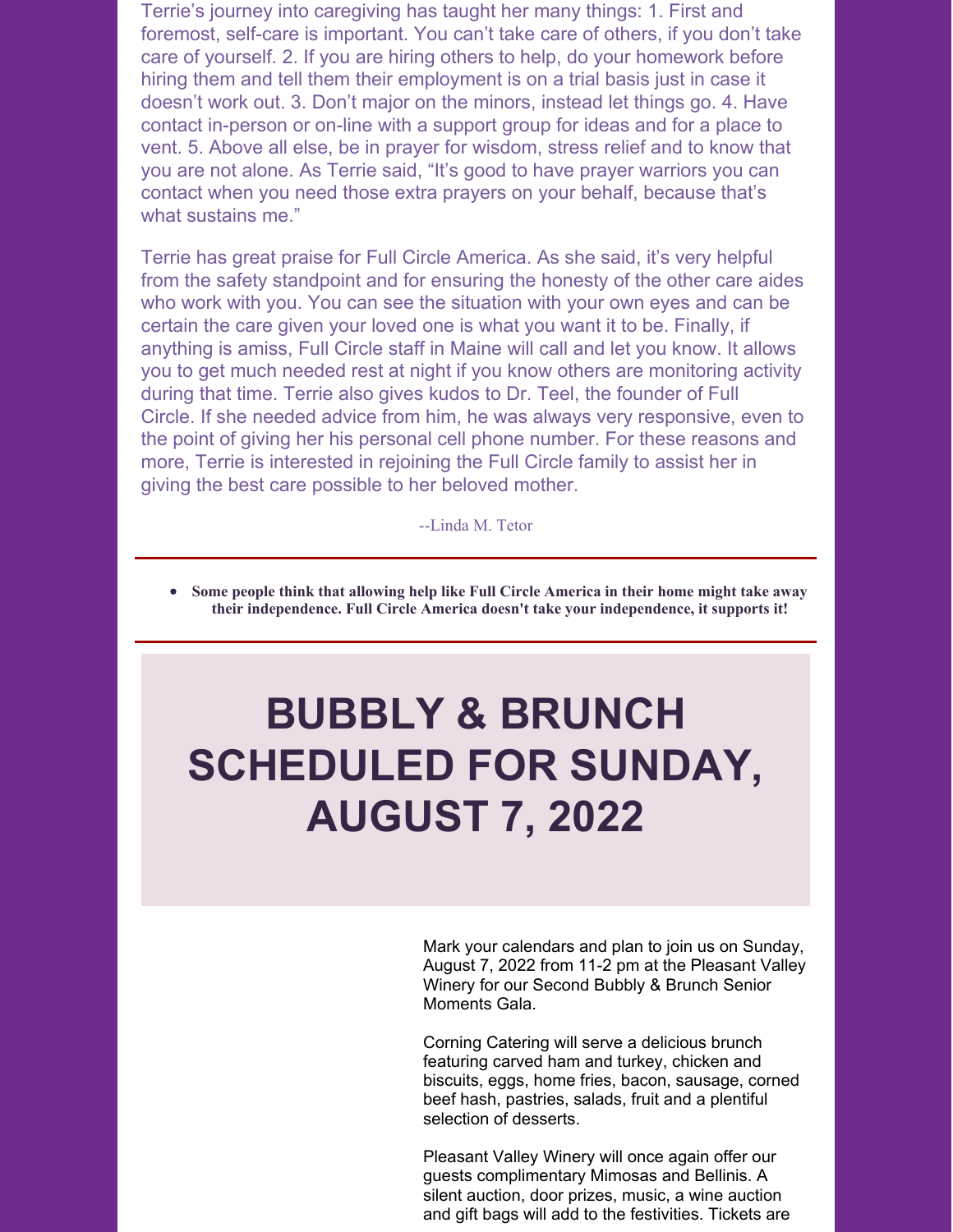Terrie's journey into caregiving has taught her many things: 1. First and foremost, self-care is important. You can't take care of others, if you don't take care of yourself. 2. If you are hiring others to help, do your homework before hiring them and tell them their employment is on a trial basis just in case it doesn't work out. 3. Don't major on the minors, instead let things go. 4. Have contact in-person or on-line with a support group for ideas and for a place to vent. 5. Above all else, be in prayer for wisdom, stress relief and to know that you are not alone. As Terrie said, "It's good to have prayer warriors you can contact when you need those extra prayers on your behalf, because that's what sustains me."

Terrie has great praise for Full Circle America. As she said, it's very helpful from the safety standpoint and for ensuring the honesty of the other care aides who work with you. You can see the situation with your own eyes and can be certain the care given your loved one is what you want it to be. Finally, if anything is amiss, Full Circle staff in Maine will call and let you know. It allows you to get much needed rest at night if you know others are monitoring activity during that time. Terrie also gives kudos to Dr. Teel, the founder of Full Circle. If she needed advice from him, he was always very responsive, even to the point of giving her his personal cell phone number. For these reasons and more, Terrie is interested in rejoining the Full Circle family to assist her in giving the best care possible to her beloved mother.

--Linda M. Tetor

---

- **Some people think that allowing help like Full Circle America in their home might take away their independence. Full Circle America doesn't take your independence, it supports it!**

---

# BUBBLY & BRUNCH SCHEDULED FOR SUNDAY, AUGUST 7, 2022

Mark your calendars and plan to join us on Sunday, August 7, 2022 from 11-2 pm at the Pleasant Valley Winery for our Second Bubbly & Brunch Senior Moments Gala.

Corning Catering will serve a delicious brunch featuring carved ham and turkey, chicken and biscuits, eggs, home fries, bacon, sausage, corned beef hash, pastries, salads, fruit and a plentiful selection of desserts.

Pleasant Valley Winery will once again offer our guests complimentary Mimosas and Bellinis. A silent auction, door prizes, music, a wine auction and gift bags will add to the festivities. Tickets are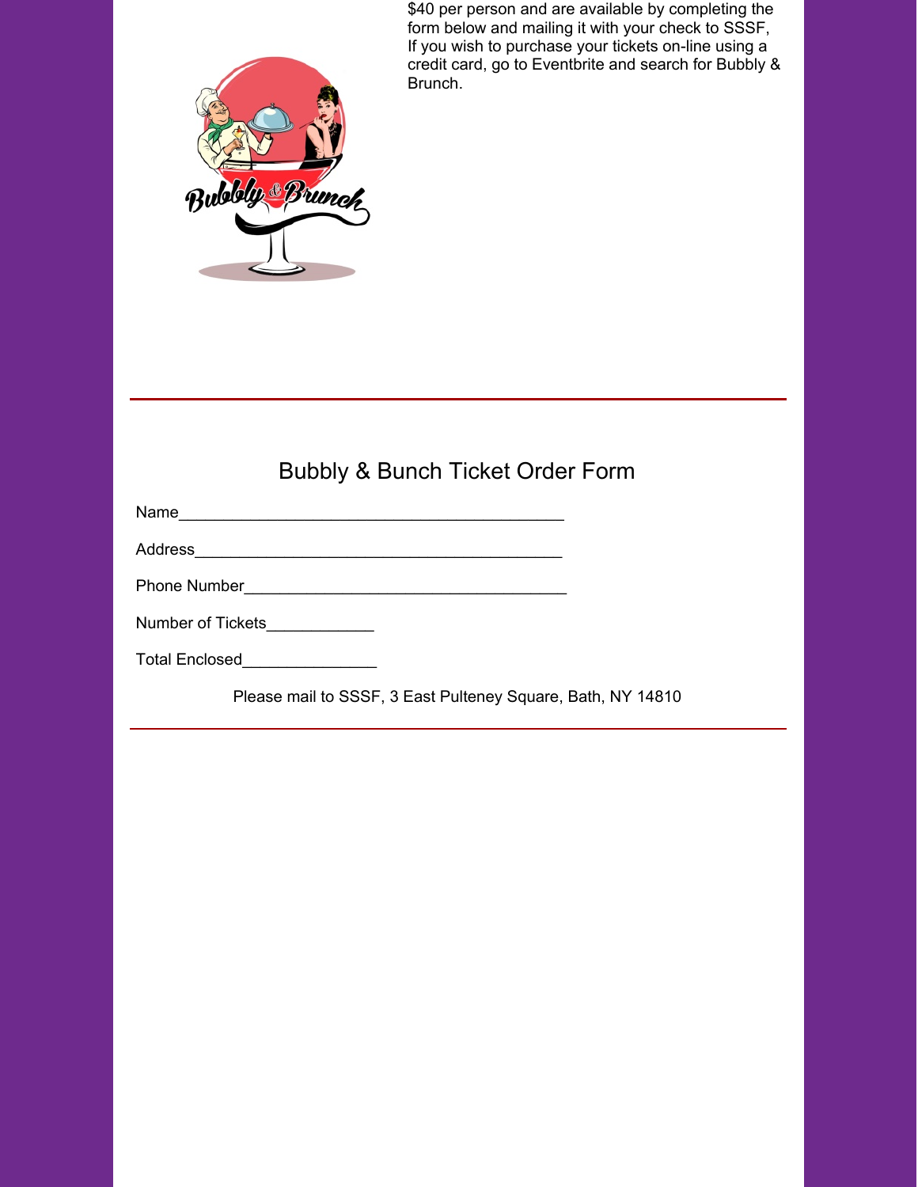$40 per person and are available by completing the form below and mailing it with your check to SSSF, If you wish to purchase your tickets on-line using a credit card, go to Eventbrite and search for Bubbly & Brunch.

---

## Bubbly & Bunch Ticket Order Form

Name__________________________________________

Address__________________________________________

Phone Number____________________________________

Number of Tickets____________

Total Enclosed_______________

Please mail to SSSF, 3 East Pulteney Square, Bath, NY 14810

---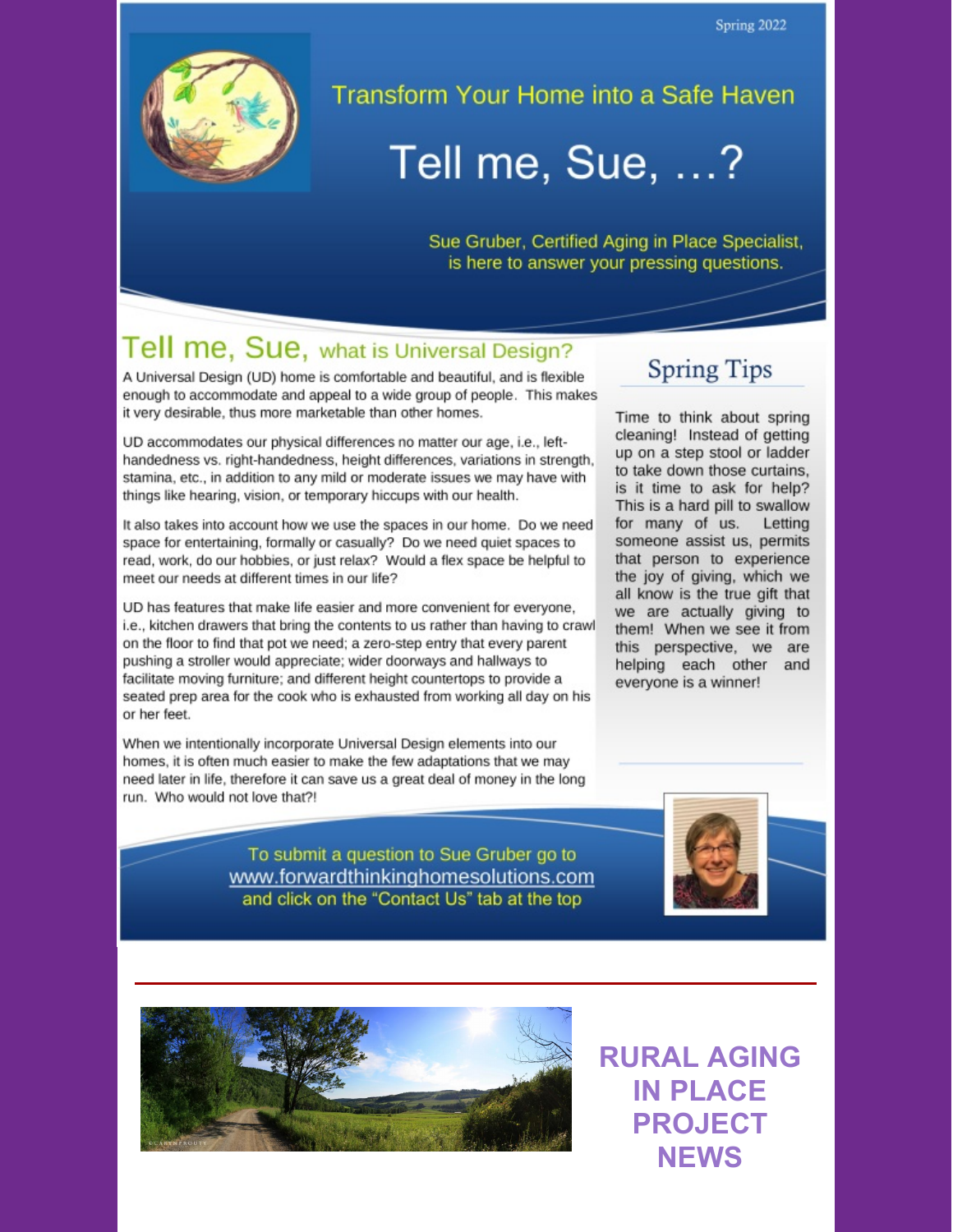Spring 2022

Transform Your Home into a Safe Haven

# Tell me, Sue, …?

Sue Gruber, Certified Aging in Place Specialist, is here to answer your pressing questions.

## Tell me, Sue, what is Universal Design?

A Universal Design (UD) home is comfortable and beautiful, and is flexible enough to accommodate and appeal to a wide group of people. This makes it very desirable, thus more marketable than other homes.

UD accommodates our physical differences no matter our age, i.e., left-handedness vs. right-handedness, height differences, variations in strength, stamina, etc., in addition to any mild or moderate issues we may have with things like hearing, vision, or temporary hiccups with our health.

It also takes into account how we use the spaces in our home. Do we need space for entertaining, formally or casually? Do we need quiet spaces to read, work, do our hobbies, or just relax? Would a flex space be helpful to meet our needs at different times in our life?

UD has features that make life easier and more convenient for everyone, i.e., kitchen drawers that bring the contents to us rather than having to crawl on the floor to find that pot we need; a zero-step entry that every parent pushing a stroller would appreciate; wider doorways and hallways to facilitate moving furniture; and different height countertops to provide a seated prep area for the cook who is exhausted from working all day on his or her feet.

When we intentionally incorporate Universal Design elements into our homes, it is often much easier to make the few adaptations that we may need later in life, therefore it can save us a great deal of money in the long run. Who would not love that?!

## Spring Tips

Time to think about spring cleaning! Instead of getting up on a step stool or ladder to take down those curtains, is it time to ask for help? This is a hard pill to swallow for many of us. Letting someone assist us, permits that person to experience the joy of giving, which we all know is the true gift that we are actually giving to them! When we see it from this perspective, we are helping each other and everyone is a winner!

To submit a question to Sue Gruber go to www.forwardthinkinghomesolutions.com and click on the "Contact Us" tab at the top

# RURAL AGING IN PLACE PROJECT NEWS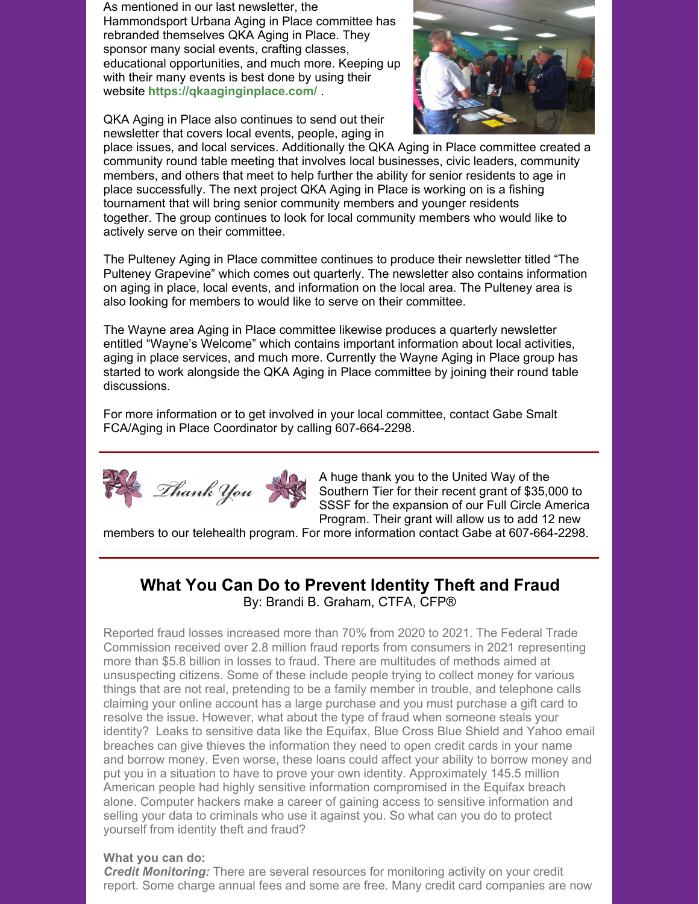As mentioned in our last newsletter, the Hammondsport Urbana Aging in Place committee has rebranded themselves QKA Aging in Place. They sponsor many social events, crafting classes, educational opportunities, and much more. Keeping up with their many events is best done by using their website **https://qkaaginginplace.com/** .

QKA Aging in Place also continues to send out their newsletter that covers local events, people, aging in place issues, and local services. Additionally the QKA Aging in Place committee created a community round table meeting that involves local businesses, civic leaders, community members, and others that meet to help further the ability for senior residents to age in place successfully. The next project QKA Aging in Place is working on is a fishing tournament that will bring senior community members and younger residents together. The group continues to look for local community members who would like to actively serve on their committee.

The Pulteney Aging in Place committee continues to produce their newsletter titled "The Pulteney Grapevine" which comes out quarterly. The newsletter also contains information on aging in place, local events, and information on the local area. The Pulteney area is also looking for members to would like to serve on their committee.

The Wayne area Aging in Place committee likewise produces a quarterly newsletter entitled "Wayne's Welcome" which contains important information about local activities, aging in place services, and much more. Currently the Wayne Aging in Place group has started to work alongside the QKA Aging in Place committee by joining their round table discussions.

For more information or to get involved in your local committee, contact Gabe Smalt FCA/Aging in Place Coordinator by calling 607-664-2298.

---

Thank You

A huge thank you to the United Way of the Southern Tier for their recent grant of $35,000 to SSSF for the expansion of our Full Circle America Program. Their grant will allow us to add 12 new members to our telehealth program. For more information contact Gabe at 607-664-2298.

---

## What You Can Do to Prevent Identity Theft and Fraud

By: Brandi B. Graham, CTFA, CFP®

Reported fraud losses increased more than 70% from 2020 to 2021. The Federal Trade Commission received over 2.8 million fraud reports from consumers in 2021 representing more than $5.8 billion in losses to fraud. There are multitudes of methods aimed at unsuspecting citizens. Some of these include people trying to collect money for various things that are not real, pretending to be a family member in trouble, and telephone calls claiming your online account has a large purchase and you must purchase a gift card to resolve the issue. However, what about the type of fraud when someone steals your identity? Leaks to sensitive data like the Equifax, Blue Cross Blue Shield and Yahoo email breaches can give thieves the information they need to open credit cards in your name and borrow money. Even worse, these loans could affect your ability to borrow money and put you in a situation to have to prove your own identity. Approximately 145.5 million American people had highly sensitive information compromised in the Equifax breach alone. Computer hackers make a career of gaining access to sensitive information and selling your data to criminals who use it against you. So what can you do to protect yourself from identity theft and fraud?

**What you can do:**

***Credit Monitoring:*** There are several resources for monitoring activity on your credit report. Some charge annual fees and some are free. Many credit card companies are now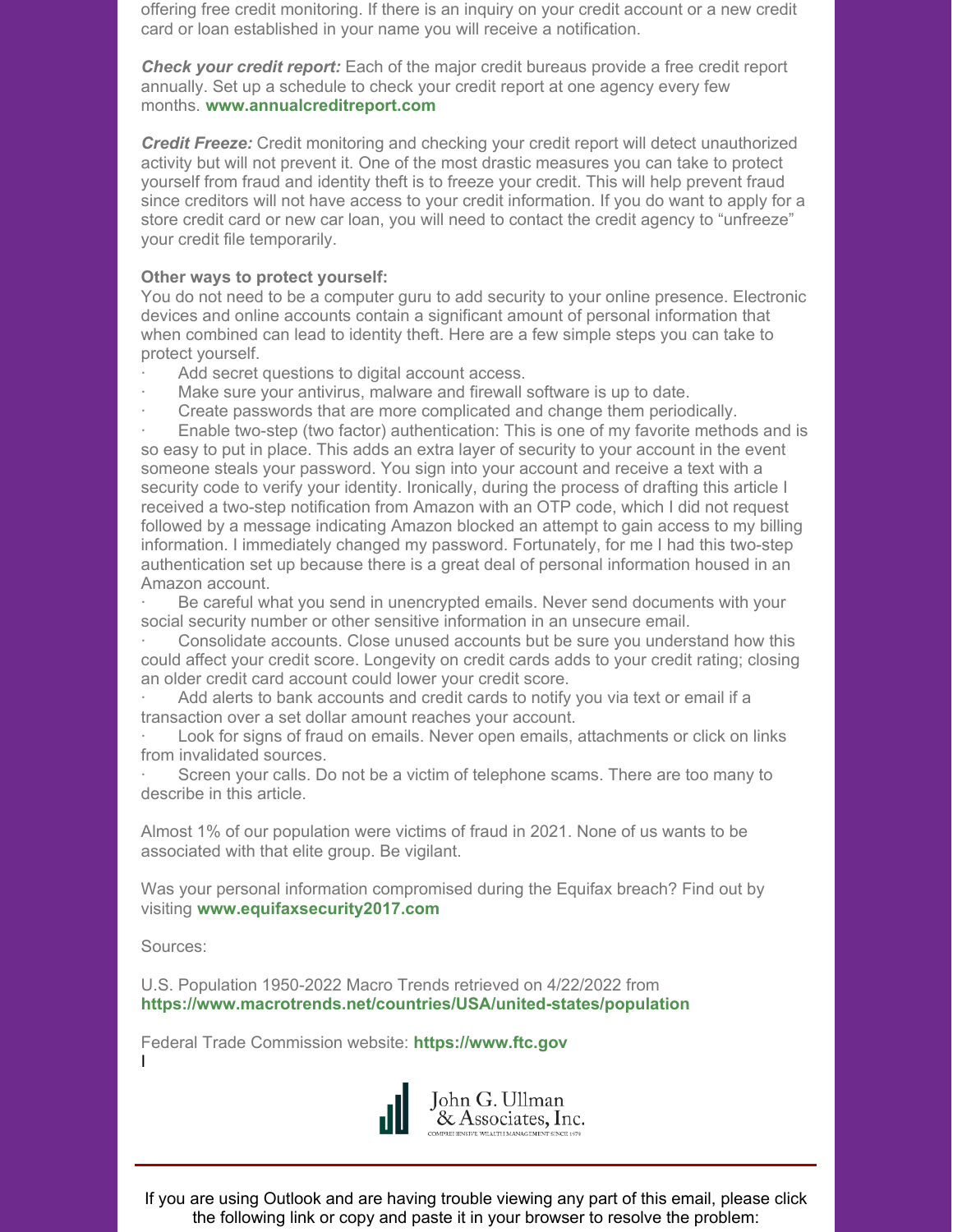offering free credit monitoring. If there is an inquiry on your credit account or a new credit card or loan established in your name you will receive a notification.

***Check your credit report:*** Each of the major credit bureaus provide a free credit report annually. Set up a schedule to check your credit report at one agency every few months. **www.annualcreditreport.com**

***Credit Freeze:*** Credit monitoring and checking your credit report will detect unauthorized activity but will not prevent it. One of the most drastic measures you can take to protect yourself from fraud and identity theft is to freeze your credit. This will help prevent fraud since creditors will not have access to your credit information. If you do want to apply for a store credit card or new car loan, you will need to contact the credit agency to "unfreeze" your credit file temporarily.

**Other ways to protect yourself:**

You do not need to be a computer guru to add security to your online presence. Electronic devices and online accounts contain a significant amount of personal information that when combined can lead to identity theft. Here are a few simple steps you can take to protect yourself.

- Add secret questions to digital account access.
- Make sure your antivirus, malware and firewall software is up to date.
- Create passwords that are more complicated and change them periodically.
- Enable two-step (two factor) authentication: This is one of my favorite methods and is so easy to put in place. This adds an extra layer of security to your account in the event someone steals your password. You sign into your account and receive a text with a security code to verify your identity. Ironically, during the process of drafting this article I received a two-step notification from Amazon with an OTP code, which I did not request followed by a message indicating Amazon blocked an attempt to gain access to my billing information. I immediately changed my password. Fortunately, for me I had this two-step authentication set up because there is a great deal of personal information housed in an Amazon account.
- Be careful what you send in unencrypted emails. Never send documents with your social security number or other sensitive information in an unsecure email.
- Consolidate accounts. Close unused accounts but be sure you understand how this could affect your credit score. Longevity on credit cards adds to your credit rating; closing an older credit card account could lower your credit score.
- Add alerts to bank accounts and credit cards to notify you via text or email if a transaction over a set dollar amount reaches your account.
- Look for signs of fraud on emails. Never open emails, attachments or click on links from invalidated sources.
- Screen your calls. Do not be a victim of telephone scams. There are too many to describe in this article.

Almost 1% of our population were victims of fraud in 2021. None of us wants to be associated with that elite group. Be vigilant.

Was your personal information compromised during the Equifax breach? Find out by visiting **www.equifaxsecurity2017.com**

Sources:

U.S. Population 1950-2022 Macro Trends retrieved on 4/22/2022 from **https://www.macrotrends.net/countries/USA/united-states/population**

Federal Trade Commission website: **https://www.ftc.gov**

John G. Ullman & Associates, Inc.
COMPREHENSIVE WEALTH MANAGEMENT SINCE 1979

If you are using Outlook and are having trouble viewing any part of this email, please click the following link or copy and paste it in your browser to resolve the problem: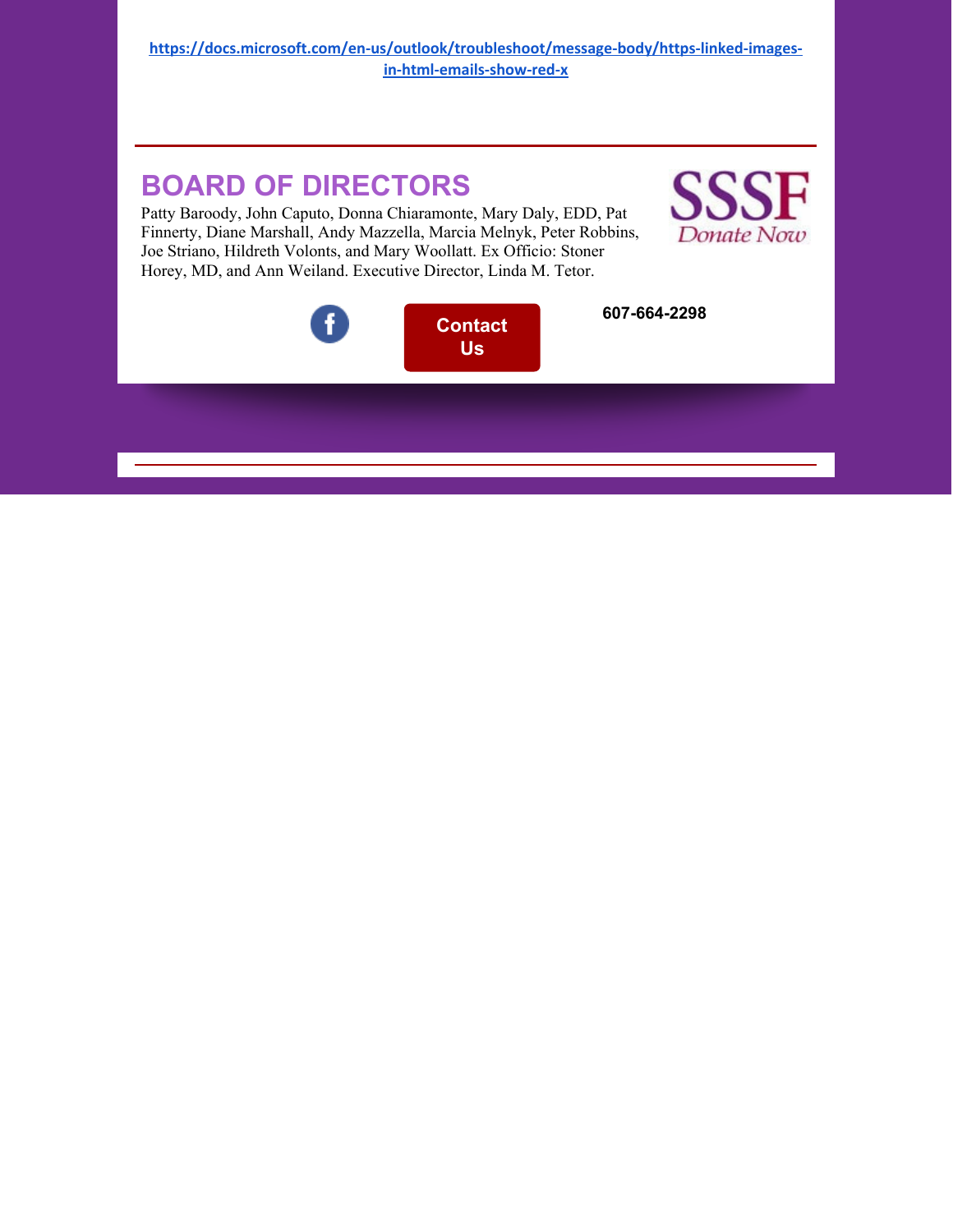https://docs.microsoft.com/en-us/outlook/troubleshoot/message-body/https-linked-images-in-html-emails-show-red-x

---

## BOARD OF DIRECTORS

Patty Baroody, John Caputo, Donna Chiaramonte, Mary Daly, EDD, Pat Finnerty, Diane Marshall, Andy Mazzella, Marcia Melnyk, Peter Robbins, Joe Striano, Hildreth Volonts, and Mary Woollatt. Ex Officio: Stoner Horey, MD, and Ann Weiland. Executive Director, Linda M. Tetor.

SSSF
*Donate Now*

**Contact Us**

**607-664-2298**

---